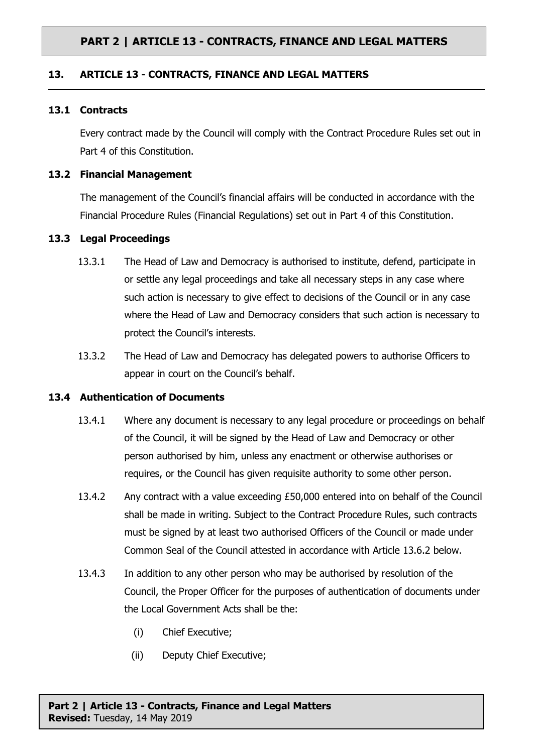## 13. ARTICLE 13 - CONTRACTS, FINANCE AND LEGAL MATTERS

### 13.1 Contracts

Every contract made by the Council will comply with the Contract Procedure Rules set out in Part 4 of this Constitution.

### 13.2 Financial Management

The management of the Council's financial affairs will be conducted in accordance with the Financial Procedure Rules (Financial Regulations) set out in Part 4 of this Constitution.

### 13.3 Legal Proceedings

13.3.1 The Head of Law and Democracy is authorised to institute, defend, participate in or settle any legal proceedings and take all necessary steps in any case where such action is necessary to give effect to decisions of the Council or in any case where the Head of Law and Democracy considers that such action is necessary to protect the Council's interests.

13.3.2 The Head of Law and Democracy has delegated powers to authorise Officers to appear in court on the Council's behalf.

### 13.4 Authentication of Documents

13.4.1 Where any document is necessary to any legal procedure or proceedings on behalf of the Council, it will be signed by the Head of Law and Democracy or other person authorised by him, unless any enactment or otherwise authorises or requires, or the Council has given requisite authority to some other person.

13.4.2 Any contract with a value exceeding £50,000 entered into on behalf of the Council shall be made in writing. Subject to the Contract Procedure Rules, such contracts must be signed by at least two authorised Officers of the Council or made under Common Seal of the Council attested in accordance with Article 13.6.2 below.

13.4.3 In addition to any other person who may be authorised by resolution of the Council, the Proper Officer for the purposes of authentication of documents under the Local Government Acts shall be the:

(i) Chief Executive;

(ii) Deputy Chief Executive;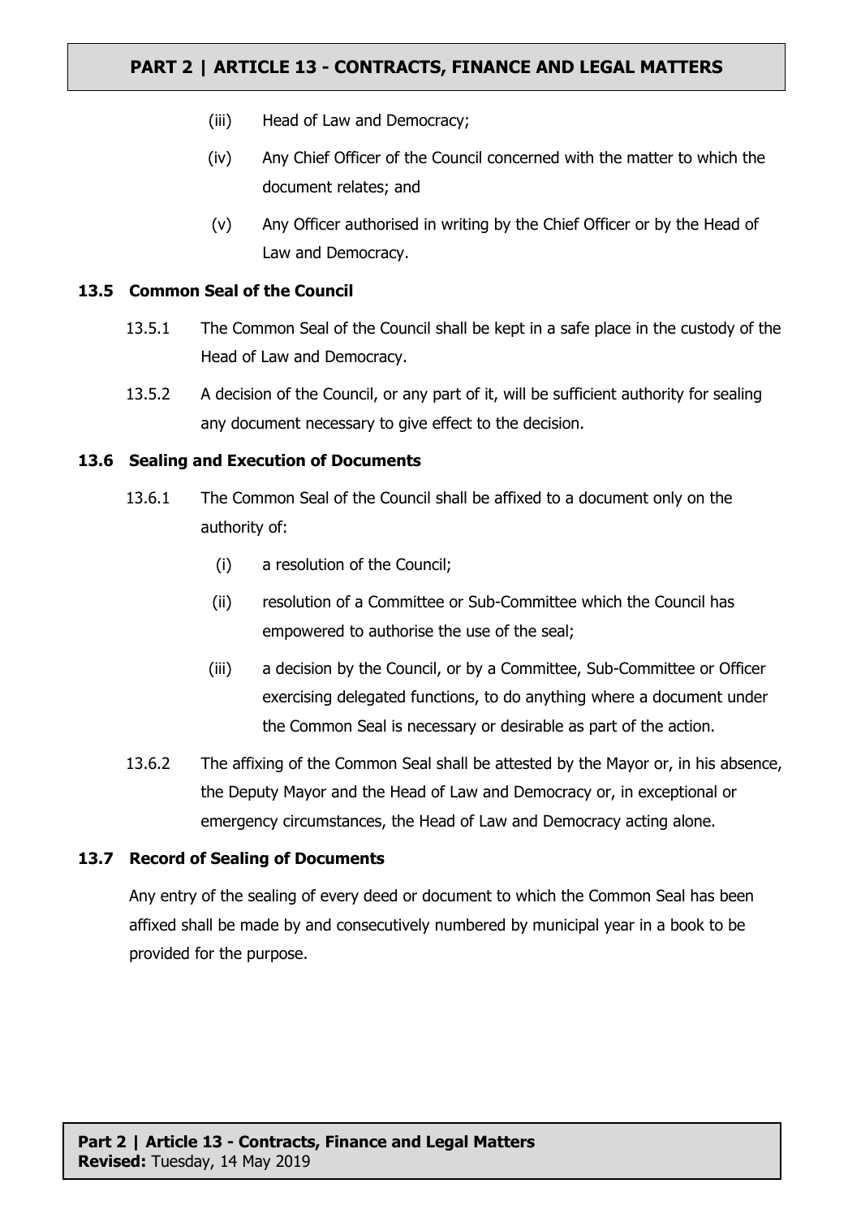(iii) Head of Law and Democracy;

(iv) Any Chief Officer of the Council concerned with the matter to which the document relates; and

(v) Any Officer authorised in writing by the Chief Officer or by the Head of Law and Democracy.

### 13.5 Common Seal of the Council

13.5.1 The Common Seal of the Council shall be kept in a safe place in the custody of the Head of Law and Democracy.

13.5.2 A decision of the Council, or any part of it, will be sufficient authority for sealing any document necessary to give effect to the decision.

### 13.6 Sealing and Execution of Documents

13.6.1 The Common Seal of the Council shall be affixed to a document only on the authority of:

(i) a resolution of the Council;

(ii) resolution of a Committee or Sub-Committee which the Council has empowered to authorise the use of the seal;

(iii) a decision by the Council, or by a Committee, Sub-Committee or Officer exercising delegated functions, to do anything where a document under the Common Seal is necessary or desirable as part of the action.

13.6.2 The affixing of the Common Seal shall be attested by the Mayor or, in his absence, the Deputy Mayor and the Head of Law and Democracy or, in exceptional or emergency circumstances, the Head of Law and Democracy acting alone.

### 13.7 Record of Sealing of Documents

Any entry of the sealing of every deed or document to which the Common Seal has been affixed shall be made by and consecutively numbered by municipal year in a book to be provided for the purpose.